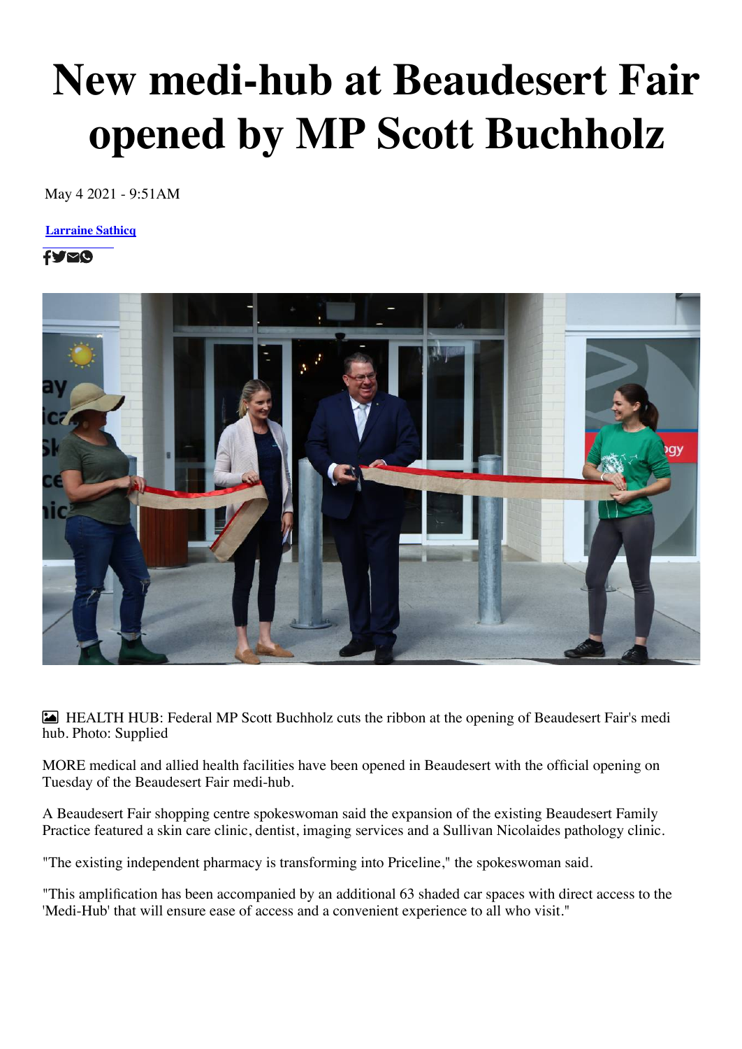# New medi-hub at Beaudesert Fair opened by MP Scott Buchholz

May 4 2021 - 9:51AM

Larraine Sathicq

HEALTH HUB: Federal MP Scott Buchholz cuts the ribbon at the opening of Beaudesert Fair's medi hub. Photo: Supplied

MORE medical and allied health facilities have been opened in Beaudesert with the official opening on Tuesday of the Beaudesert Fair medi-hub.

A Beaudesert Fair shopping centre spokeswoman said the expansion of the existing Beaudesert Family Practice featured a skin care clinic, dentist, imaging services and a Sullivan Nicolaides pathology clinic.

"The existing independent pharmacy is transforming into Priceline," the spokeswoman said.

"This amplification has been accompanied by an additional 63 shaded car spaces with direct access to the 'Medi-Hub' that will ensure ease of access and a convenient experience to all who visit."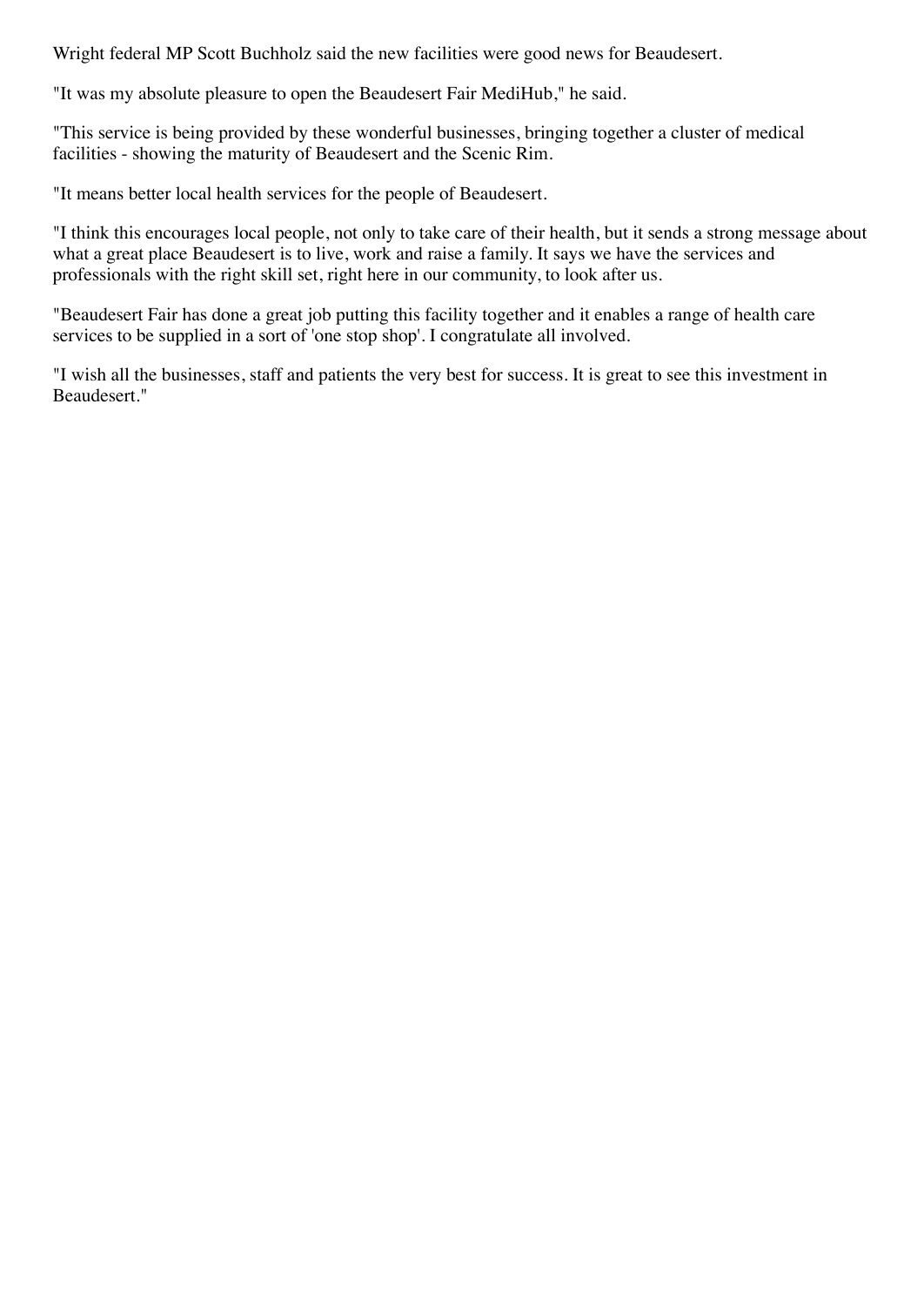Wright federal MP Scott Buchholz said the new facilities were good news for Beaudesert.

"It was my absolute pleasure to open the Beaudesert Fair MediHub," he said.

"This service is being provided by these wonderful businesses, bringing together a cluster of medical facilities - showing the maturity of Beaudesert and the Scenic Rim.

"It means better local health services for the people of Beaudesert.

"I think this encourages local people, not only to take care of their health, but it sends a strong message about what a great place Beaudesert is to live, work and raise a family. It says we have the services and professionals with the right skill set, right here in our community, to look after us.

"Beaudesert Fair has done a great job putting this facility together and it enables a range of health care services to be supplied in a sort of 'one stop shop'. I congratulate all involved.

"I wish all the businesses, staff and patients the very best for success. It is great to see this investment in Beaudesert."